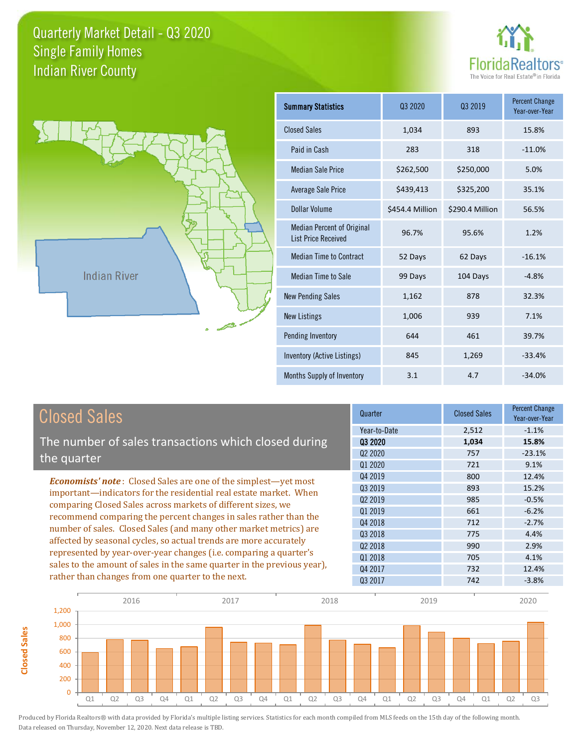# Quarterly Market Detail - Q3 2020
## Single Family Homes
## Indian River County

FloridaRealtors® The Voice for Real Estate® in Florida

Indian River

| Summary Statistics | Q3 2020 | Q3 2019 | Percent Change Year-over-Year |
|---|---|---|---|
| Closed Sales | 1,034 | 893 | 15.8% |
| Paid in Cash | 283 | 318 | -11.0% |
| Median Sale Price | $262,500 | $250,000 | 5.0% |
| Average Sale Price | $439,413 | $325,200 | 35.1% |
| Dollar Volume | $454.4 Million | $290.4 Million | 56.5% |
| Median Percent of Original List Price Received | 96.7% | 95.6% | 1.2% |
| Median Time to Contract | 52 Days | 62 Days | -16.1% |
| Median Time to Sale | 99 Days | 104 Days | -4.8% |
| New Pending Sales | 1,162 | 878 | 32.3% |
| New Listings | 1,006 | 939 | 7.1% |
| Pending Inventory | 644 | 461 | 39.7% |
| Inventory (Active Listings) | 845 | 1,269 | -33.4% |
| Months Supply of Inventory | 3.1 | 4.7 | -34.0% |

## Closed Sales

The number of sales transactions which closed during the quarter

*Economists' note*: Closed Sales are one of the simplest—yet most important—indicators for the residential real estate market. When comparing Closed Sales across markets of different sizes, we recommend comparing the percent changes in sales rather than the number of sales. Closed Sales (and many other market metrics) are affected by seasonal cycles, so actual trends are more accurately represented by year-over-year changes (i.e. comparing a quarter's sales to the amount of sales in the same quarter in the previous year), rather than changes from one quarter to the next.

| Quarter | Closed Sales | Percent Change Year-over-Year |
|---|---|---|
| Year-to-Date | 2,512 | -1.1% |
| **Q3 2020** | **1,034** | **15.8%** |
| Q2 2020 | 757 | -23.1% |
| Q1 2020 | 721 | 9.1% |
| Q4 2019 | 800 | 12.4% |
| Q3 2019 | 893 | 15.2% |
| Q2 2019 | 985 | -0.5% |
| Q1 2019 | 661 | -6.2% |
| Q4 2018 | 712 | -2.7% |
| Q3 2018 | 775 | 4.4% |
| Q2 2018 | 990 | 2.9% |
| Q1 2018 | 705 | 4.1% |
| Q4 2017 | 732 | 12.4% |
| Q3 2017 | 742 | -3.8% |

Produced by Florida Realtors® with data provided by Florida's multiple listing services. Statistics for each month compiled from MLS feeds on the 15th day of the following month. Data released on Thursday, November 12, 2020. Next data release is TBD.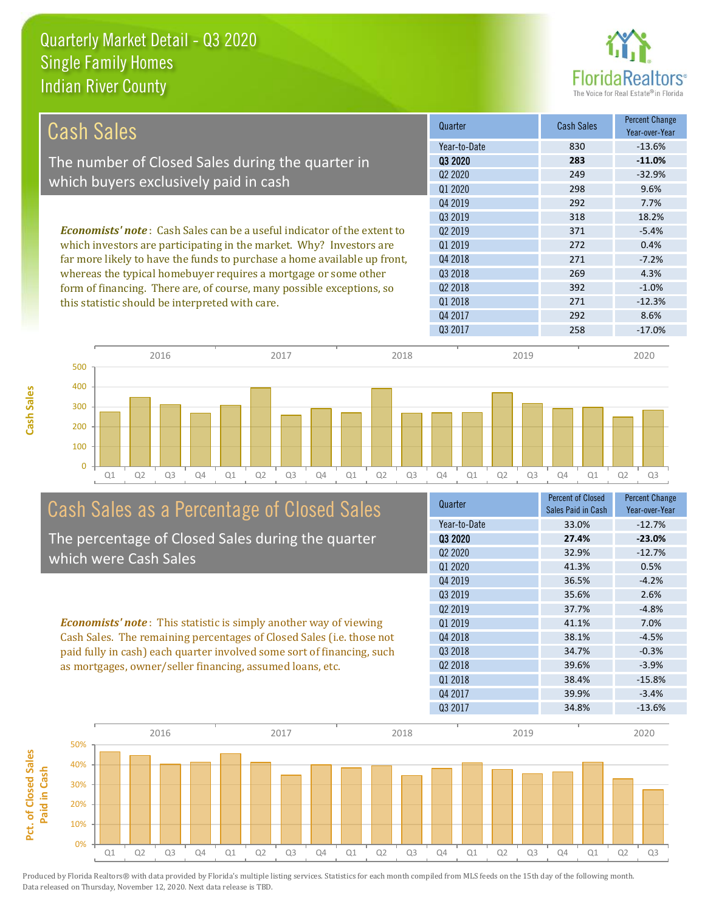# Quarterly Market Detail - Q3 2020
## Single Family Homes
## Indian River County

## Cash Sales

The number of Closed Sales during the quarter in which buyers exclusively paid in cash

***Economists' note***: Cash Sales can be a useful indicator of the extent to which investors are participating in the market. Why? Investors are far more likely to have the funds to purchase a home available up front, whereas the typical homebuyer requires a mortgage or some other form of financing. There are, of course, many possible exceptions, so this statistic should be interpreted with care.

| Quarter | Cash Sales | Percent Change Year-over-Year |
|---|---|---|
| Year-to-Date | 830 | -13.6% |
| **Q3 2020** | **283** | **-11.0%** |
| Q2 2020 | 249 | -32.9% |
| Q1 2020 | 298 | 9.6% |
| Q4 2019 | 292 | 7.7% |
| Q3 2019 | 318 | 18.2% |
| Q2 2019 | 371 | -5.4% |
| Q1 2019 | 272 | 0.4% |
| Q4 2018 | 271 | -7.2% |
| Q3 2018 | 269 | 4.3% |
| Q2 2018 | 392 | -1.0% |
| Q1 2018 | 271 | -12.3% |
| Q4 2017 | 292 | 8.6% |
| Q3 2017 | 258 | -17.0% |

## Cash Sales as a Percentage of Closed Sales

The percentage of Closed Sales during the quarter which were Cash Sales

***Economists' note***: This statistic is simply another way of viewing Cash Sales. The remaining percentages of Closed Sales (i.e. those not paid fully in cash) each quarter involved some sort of financing, such as mortgages, owner/seller financing, assumed loans, etc.

| Quarter | Percent of Closed Sales Paid in Cash | Percent Change Year-over-Year |
|---|---|---|
| Year-to-Date | 33.0% | -12.7% |
| **Q3 2020** | **27.4%** | **-23.0%** |
| Q2 2020 | 32.9% | -12.7% |
| Q1 2020 | 41.3% | 0.5% |
| Q4 2019 | 36.5% | -4.2% |
| Q3 2019 | 35.6% | 2.6% |
| Q2 2019 | 37.7% | -4.8% |
| Q1 2019 | 41.1% | 7.0% |
| Q4 2018 | 38.1% | -4.5% |
| Q3 2018 | 34.7% | -0.3% |
| Q2 2018 | 39.6% | -3.9% |
| Q1 2018 | 38.4% | -15.8% |
| Q4 2017 | 39.9% | -3.4% |
| Q3 2017 | 34.8% | -13.6% |

Produced by Florida Realtors® with data provided by Florida's multiple listing services. Statistics for each month compiled from MLS feeds on the 15th day of the following month. Data released on Thursday, November 12, 2020. Next data release is TBD.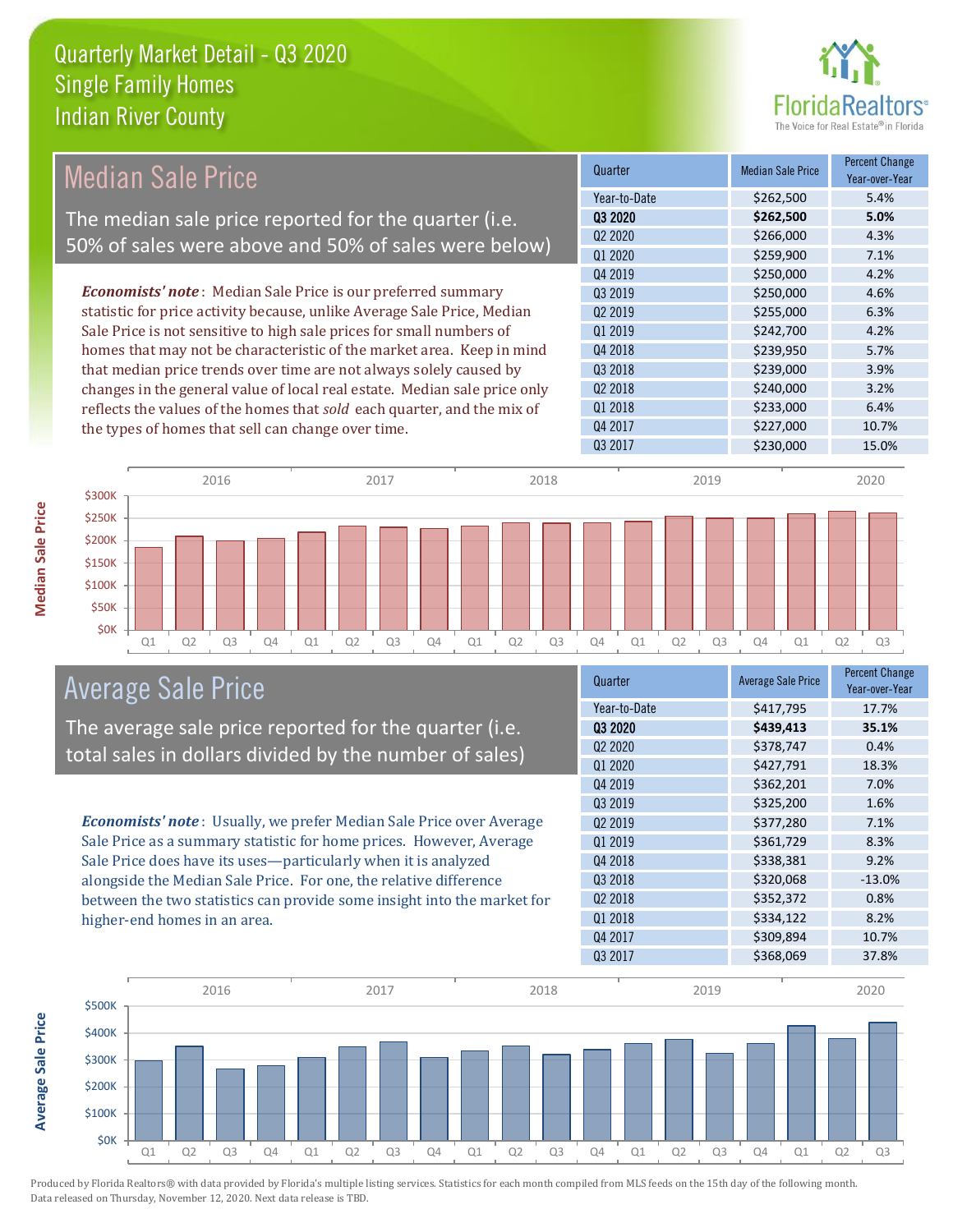# Quarterly Market Detail - Q3 2020
## Single Family Homes
## Indian River County

## Median Sale Price

The median sale price reported for the quarter (i.e. 50% of sales were above and 50% of sales were below)

***Economists' note***: Median Sale Price is our preferred summary statistic for price activity because, unlike Average Sale Price, Median Sale Price is not sensitive to high sale prices for small numbers of homes that may not be characteristic of the market area. Keep in mind that median price trends over time are not always solely caused by changes in the general value of local real estate. Median sale price only reflects the values of the homes that *sold* each quarter, and the mix of the types of homes that sell can change over time.

| Quarter | Median Sale Price | Percent Change Year-over-Year |
|---|---|---|
| Year-to-Date | $262,500 | 5.4% |
| **Q3 2020** | **$262,500** | **5.0%** |
| Q2 2020 | $266,000 | 4.3% |
| Q1 2020 | $259,900 | 7.1% |
| Q4 2019 | $250,000 | 4.2% |
| Q3 2019 | $250,000 | 4.6% |
| Q2 2019 | $255,000 | 6.3% |
| Q1 2019 | $242,700 | 4.2% |
| Q4 2018 | $239,950 | 5.7% |
| Q3 2018 | $239,000 | 3.9% |
| Q2 2018 | $240,000 | 3.2% |
| Q1 2018 | $233,000 | 6.4% |
| Q4 2017 | $227,000 | 10.7% |
| Q3 2017 | $230,000 | 15.0% |

## Average Sale Price

The average sale price reported for the quarter (i.e. total sales in dollars divided by the number of sales)

***Economists' note***: Usually, we prefer Median Sale Price over Average Sale Price as a summary statistic for home prices. However, Average Sale Price does have its uses—particularly when it is analyzed alongside the Median Sale Price. For one, the relative difference between the two statistics can provide some insight into the market for higher-end homes in an area.

| Quarter | Average Sale Price | Percent Change Year-over-Year |
|---|---|---|
| Year-to-Date | $417,795 | 17.7% |
| **Q3 2020** | **$439,413** | **35.1%** |
| Q2 2020 | $378,747 | 0.4% |
| Q1 2020 | $427,791 | 18.3% |
| Q4 2019 | $362,201 | 7.0% |
| Q3 2019 | $325,200 | 1.6% |
| Q2 2019 | $377,280 | 7.1% |
| Q1 2019 | $361,729 | 8.3% |
| Q4 2018 | $338,381 | 9.2% |
| Q3 2018 | $320,068 | -13.0% |
| Q2 2018 | $352,372 | 0.8% |
| Q1 2018 | $334,122 | 8.2% |
| Q4 2017 | $309,894 | 10.7% |
| Q3 2017 | $368,069 | 37.8% |

Produced by Florida Realtors® with data provided by Florida's multiple listing services. Statistics for each month compiled from MLS feeds on the 15th day of the following month. Data released on Thursday, November 12, 2020. Next data release is TBD.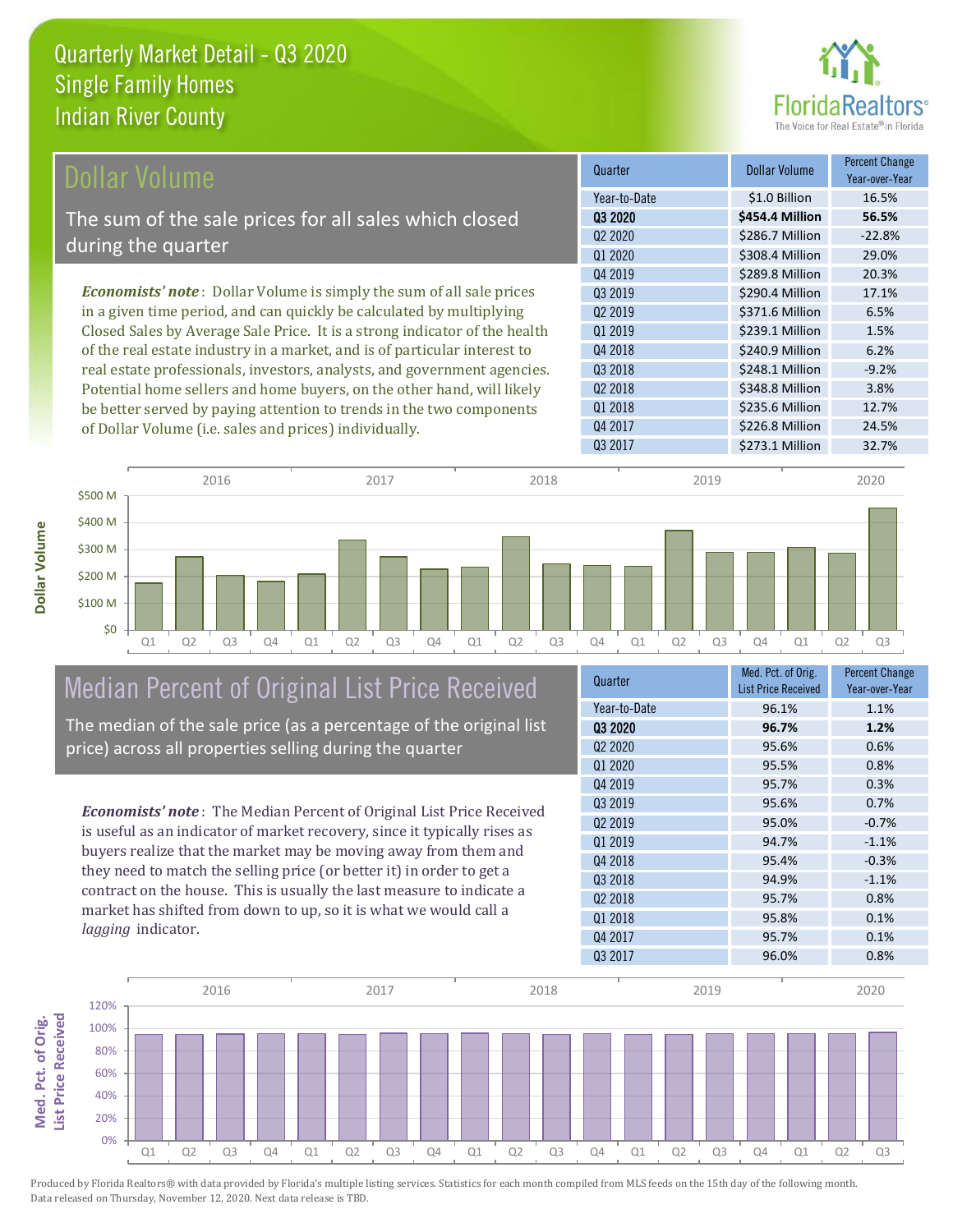# Quarterly Market Detail - Q3 2020
## Single Family Homes
## Indian River County

## Dollar Volume

The sum of the sale prices for all sales which closed during the quarter

*Economists' note*: Dollar Volume is simply the sum of all sale prices in a given time period, and can quickly be calculated by multiplying Closed Sales by Average Sale Price. It is a strong indicator of the health of the real estate industry in a market, and is of particular interest to real estate professionals, investors, analysts, and government agencies. Potential home sellers and home buyers, on the other hand, will likely be better served by paying attention to trends in the two components of Dollar Volume (i.e. sales and prices) individually.

| Quarter | Dollar Volume | Percent Change Year-over-Year |
|---|---|---|
| Year-to-Date | $1.0 Billion | 16.5% |
| **Q3 2020** | **$454.4 Million** | **56.5%** |
| Q2 2020 | $286.7 Million | -22.8% |
| Q1 2020 | $308.4 Million | 29.0% |
| Q4 2019 | $289.8 Million | 20.3% |
| Q3 2019 | $290.4 Million | 17.1% |
| Q2 2019 | $371.6 Million | 6.5% |
| Q1 2019 | $239.1 Million | 1.5% |
| Q4 2018 | $240.9 Million | 6.2% |
| Q3 2018 | $248.1 Million | -9.2% |
| Q2 2018 | $348.8 Million | 3.8% |
| Q1 2018 | $235.6 Million | 12.7% |
| Q4 2017 | $226.8 Million | 24.5% |
| Q3 2017 | $273.1 Million | 32.7% |

## Median Percent of Original List Price Received

The median of the sale price (as a percentage of the original list price) across all properties selling during the quarter

*Economists' note*: The Median Percent of Original List Price Received is useful as an indicator of market recovery, since it typically rises as buyers realize that the market may be moving away from them and they need to match the selling price (or better it) in order to get a contract on the house. This is usually the last measure to indicate a market has shifted from down to up, so it is what we would call a *lagging* indicator.

| Quarter | Med. Pct. of Orig. List Price Received | Percent Change Year-over-Year |
|---|---|---|
| Year-to-Date | 96.1% | 1.1% |
| **Q3 2020** | **96.7%** | **1.2%** |
| Q2 2020 | 95.6% | 0.6% |
| Q1 2020 | 95.5% | 0.8% |
| Q4 2019 | 95.7% | 0.3% |
| Q3 2019 | 95.6% | 0.7% |
| Q2 2019 | 95.0% | -0.7% |
| Q1 2019 | 94.7% | -1.1% |
| Q4 2018 | 95.4% | -0.3% |
| Q3 2018 | 94.9% | -1.1% |
| Q2 2018 | 95.7% | 0.8% |
| Q1 2018 | 95.8% | 0.1% |
| Q4 2017 | 95.7% | 0.1% |
| Q3 2017 | 96.0% | 0.8% |

Produced by Florida Realtors® with data provided by Florida's multiple listing services. Statistics for each month compiled from MLS feeds on the 15th day of the following month. Data released on Thursday, November 12, 2020. Next data release is TBD.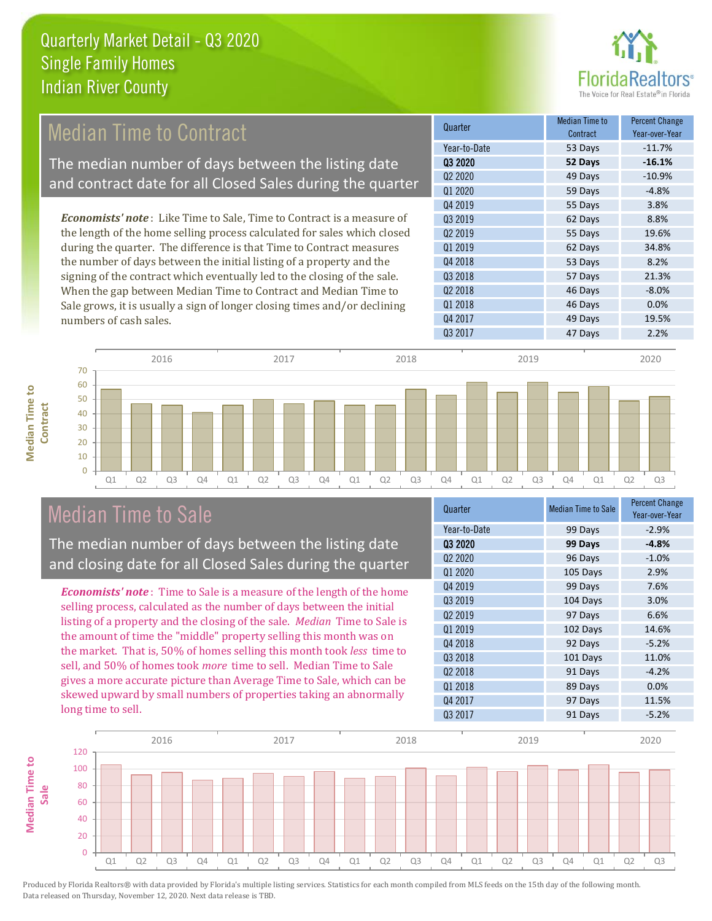# Quarterly Market Detail - Q3 2020
## Single Family Homes
## Indian River County

## Median Time to Contract

The median number of days between the listing date and contract date for all Closed Sales during the quarter

*Economists' note*: Like Time to Sale, Time to Contract is a measure of the length of the home selling process calculated for sales which closed during the quarter. The difference is that Time to Contract measures the number of days between the initial listing of a property and the signing of the contract which eventually led to the closing of the sale. When the gap between Median Time to Contract and Median Time to Sale grows, it is usually a sign of longer closing times and/or declining numbers of cash sales.

| Quarter | Median Time to Contract | Percent Change Year-over-Year |
|---|---|---|
| Year-to-Date | 53 Days | -11.7% |
| **Q3 2020** | **52 Days** | **-16.1%** |
| Q2 2020 | 49 Days | -10.9% |
| Q1 2020 | 59 Days | -4.8% |
| Q4 2019 | 55 Days | 3.8% |
| Q3 2019 | 62 Days | 8.8% |
| Q2 2019 | 55 Days | 19.6% |
| Q1 2019 | 62 Days | 34.8% |
| Q4 2018 | 53 Days | 8.2% |
| Q3 2018 | 57 Days | 21.3% |
| Q2 2018 | 46 Days | -8.0% |
| Q1 2018 | 46 Days | 0.0% |
| Q4 2017 | 49 Days | 19.5% |
| Q3 2017 | 47 Days | 2.2% |

## Median Time to Sale

The median number of days between the listing date and closing date for all Closed Sales during the quarter

*Economists' note*: Time to Sale is a measure of the length of the home selling process, calculated as the number of days between the initial listing of a property and the closing of the sale. *Median* Time to Sale is the amount of time the "middle" property selling this month was on the market. That is, 50% of homes selling this month took *less* time to sell, and 50% of homes took *more* time to sell. Median Time to Sale gives a more accurate picture than Average Time to Sale, which can be skewed upward by small numbers of properties taking an abnormally long time to sell.

| Quarter | Median Time to Sale | Percent Change Year-over-Year |
|---|---|---|
| Year-to-Date | 99 Days | -2.9% |
| **Q3 2020** | **99 Days** | **-4.8%** |
| Q2 2020 | 96 Days | -1.0% |
| Q1 2020 | 105 Days | 2.9% |
| Q4 2019 | 99 Days | 7.6% |
| Q3 2019 | 104 Days | 3.0% |
| Q2 2019 | 97 Days | 6.6% |
| Q1 2019 | 102 Days | 14.6% |
| Q4 2018 | 92 Days | -5.2% |
| Q3 2018 | 101 Days | 11.0% |
| Q2 2018 | 91 Days | -4.2% |
| Q1 2018 | 89 Days | 0.0% |
| Q4 2017 | 97 Days | 11.5% |
| Q3 2017 | 91 Days | -5.2% |

Produced by Florida Realtors® with data provided by Florida's multiple listing services. Statistics for each month compiled from MLS feeds on the 15th day of the following month. Data released on Thursday, November 12, 2020. Next data release is TBD.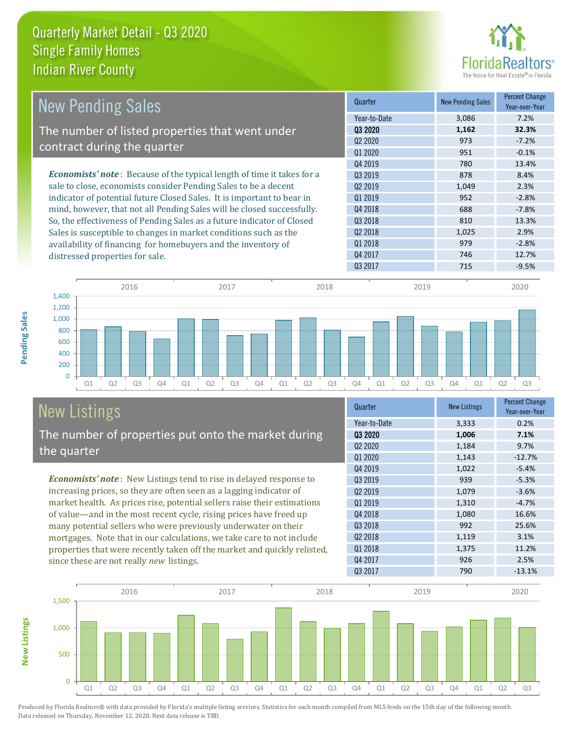# Quarterly Market Detail - Q3 2020
## Single Family Homes
## Indian River County

## New Pending Sales

The number of listed properties that went under contract during the quarter

*Economists' note*: Because of the typical length of time it takes for a sale to close, economists consider Pending Sales to be a decent indicator of potential future Closed Sales. It is important to bear in mind, however, that not all Pending Sales will be closed successfully. So, the effectiveness of Pending Sales as a future indicator of Closed Sales is susceptible to changes in market conditions such as the availability of financing for homebuyers and the inventory of distressed properties for sale.

| Quarter | New Pending Sales | Percent Change Year-over-Year |
|---|---|---|
| Year-to-Date | 3,086 | 7.2% |
| **Q3 2020** | **1,162** | **32.3%** |
| Q2 2020 | 973 | -7.2% |
| Q1 2020 | 951 | -0.1% |
| Q4 2019 | 780 | 13.4% |
| Q3 2019 | 878 | 8.4% |
| Q2 2019 | 1,049 | 2.3% |
| Q1 2019 | 952 | -2.8% |
| Q4 2018 | 688 | -7.8% |
| Q3 2018 | 810 | 13.3% |
| Q2 2018 | 1,025 | 2.9% |
| Q1 2018 | 979 | -2.8% |
| Q4 2017 | 746 | 12.7% |
| Q3 2017 | 715 | -9.5% |

## New Listings

The number of properties put onto the market during the quarter

*Economists' note*: New Listings tend to rise in delayed response to increasing prices, so they are often seen as a lagging indicator of market health. As prices rise, potential sellers raise their estimations of value—and in the most recent cycle, rising prices have freed up many potential sellers who were previously underwater on their mortgages. Note that in our calculations, we take care to not include properties that were recently taken off the market and quickly relisted, since these are not really *new* listings.

| Quarter | New Listings | Percent Change Year-over-Year |
|---|---|---|
| Year-to-Date | 3,333 | 0.2% |
| **Q3 2020** | **1,006** | **7.1%** |
| Q2 2020 | 1,184 | 9.7% |
| Q1 2020 | 1,143 | -12.7% |
| Q4 2019 | 1,022 | -5.4% |
| Q3 2019 | 939 | -5.3% |
| Q2 2019 | 1,079 | -3.6% |
| Q1 2019 | 1,310 | -4.7% |
| Q4 2018 | 1,080 | 16.6% |
| Q3 2018 | 992 | 25.6% |
| Q2 2018 | 1,119 | 3.1% |
| Q1 2018 | 1,375 | 11.2% |
| Q4 2017 | 926 | 2.5% |
| Q3 2017 | 790 | -13.1% |

Produced by Florida Realtors® with data provided by Florida's multiple listing services. Statistics for each month compiled from MLS feeds on the 15th day of the following month. Data released on Thursday, November 12, 2020. Next data release is TBD.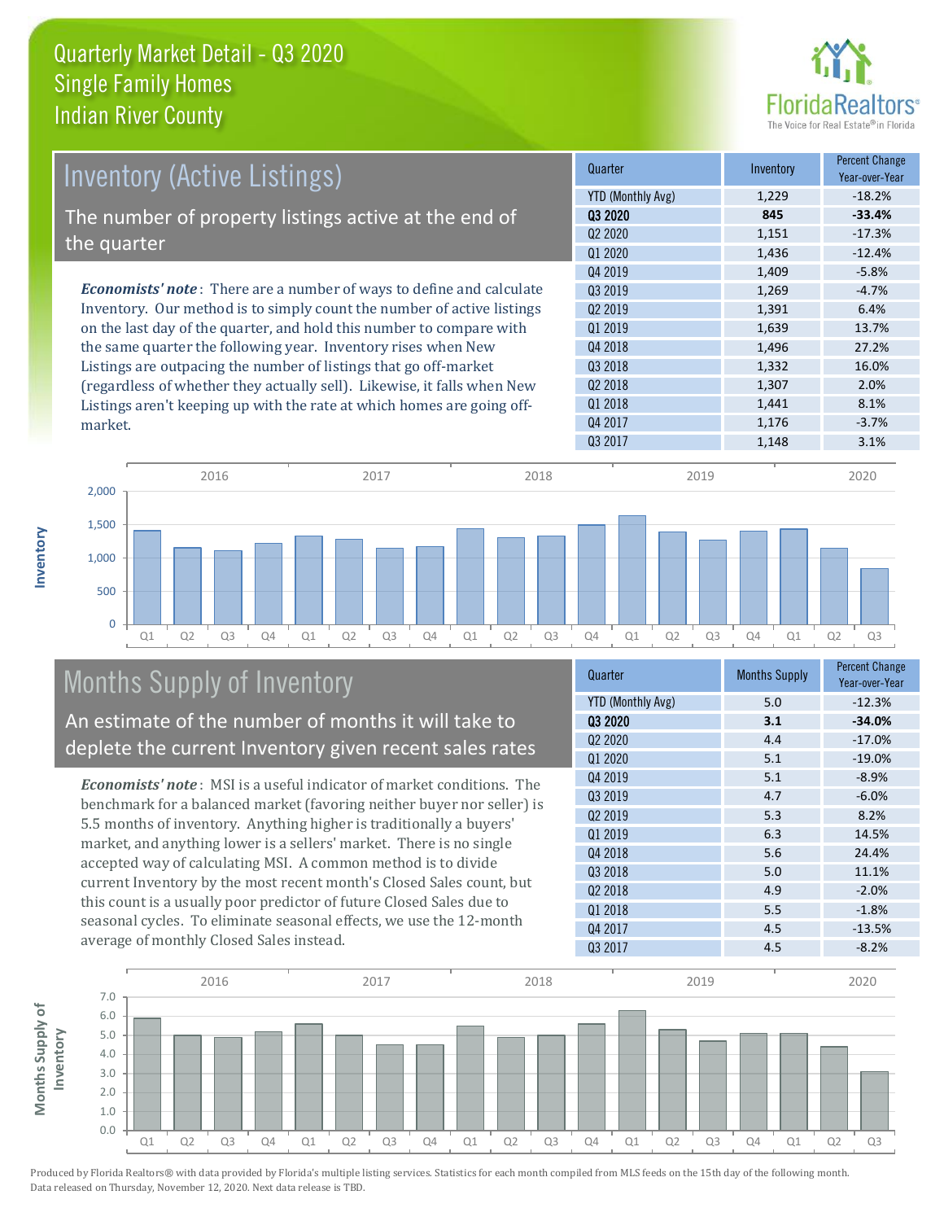# Quarterly Market Detail - Q3 2020
## Single Family Homes
## Indian River County

## Inventory (Active Listings)

The number of property listings active at the end of the quarter

*Economists' note*: There are a number of ways to define and calculate Inventory. Our method is to simply count the number of active listings on the last day of the quarter, and hold this number to compare with the same quarter the following year. Inventory rises when New Listings are outpacing the number of listings that go off-market (regardless of whether they actually sell). Likewise, it falls when New Listings aren't keeping up with the rate at which homes are going off-market.

| Quarter | Inventory | Percent Change Year-over-Year |
|---|---|---|
| YTD (Monthly Avg) | 1,229 | -18.2% |
| **Q3 2020** | **845** | **-33.4%** |
| Q2 2020 | 1,151 | -17.3% |
| Q1 2020 | 1,436 | -12.4% |
| Q4 2019 | 1,409 | -5.8% |
| Q3 2019 | 1,269 | -4.7% |
| Q2 2019 | 1,391 | 6.4% |
| Q1 2019 | 1,639 | 13.7% |
| Q4 2018 | 1,496 | 27.2% |
| Q3 2018 | 1,332 | 16.0% |
| Q2 2018 | 1,307 | 2.0% |
| Q1 2018 | 1,441 | 8.1% |
| Q4 2017 | 1,176 | -3.7% |
| Q3 2017 | 1,148 | 3.1% |

## Months Supply of Inventory

An estimate of the number of months it will take to deplete the current Inventory given recent sales rates

*Economists' note*: MSI is a useful indicator of market conditions. The benchmark for a balanced market (favoring neither buyer nor seller) is 5.5 months of inventory. Anything higher is traditionally a buyers' market, and anything lower is a sellers' market. There is no single accepted way of calculating MSI. A common method is to divide current Inventory by the most recent month's Closed Sales count, but this count is a usually poor predictor of future Closed Sales due to seasonal cycles. To eliminate seasonal effects, we use the 12-month average of monthly Closed Sales instead.

| Quarter | Months Supply | Percent Change Year-over-Year |
|---|---|---|
| YTD (Monthly Avg) | 5.0 | -12.3% |
| **Q3 2020** | **3.1** | **-34.0%** |
| Q2 2020 | 4.4 | -17.0% |
| Q1 2020 | 5.1 | -19.0% |
| Q4 2019 | 5.1 | -8.9% |
| Q3 2019 | 4.7 | -6.0% |
| Q2 2019 | 5.3 | 8.2% |
| Q1 2019 | 6.3 | 14.5% |
| Q4 2018 | 5.6 | 24.4% |
| Q3 2018 | 5.0 | 11.1% |
| Q2 2018 | 4.9 | -2.0% |
| Q1 2018 | 5.5 | -1.8% |
| Q4 2017 | 4.5 | -13.5% |
| Q3 2017 | 4.5 | -8.2% |

Produced by Florida Realtors® with data provided by Florida's multiple listing services. Statistics for each month compiled from MLS feeds on the 15th day of the following month. Data released on Thursday, November 12, 2020. Next data release is TBD.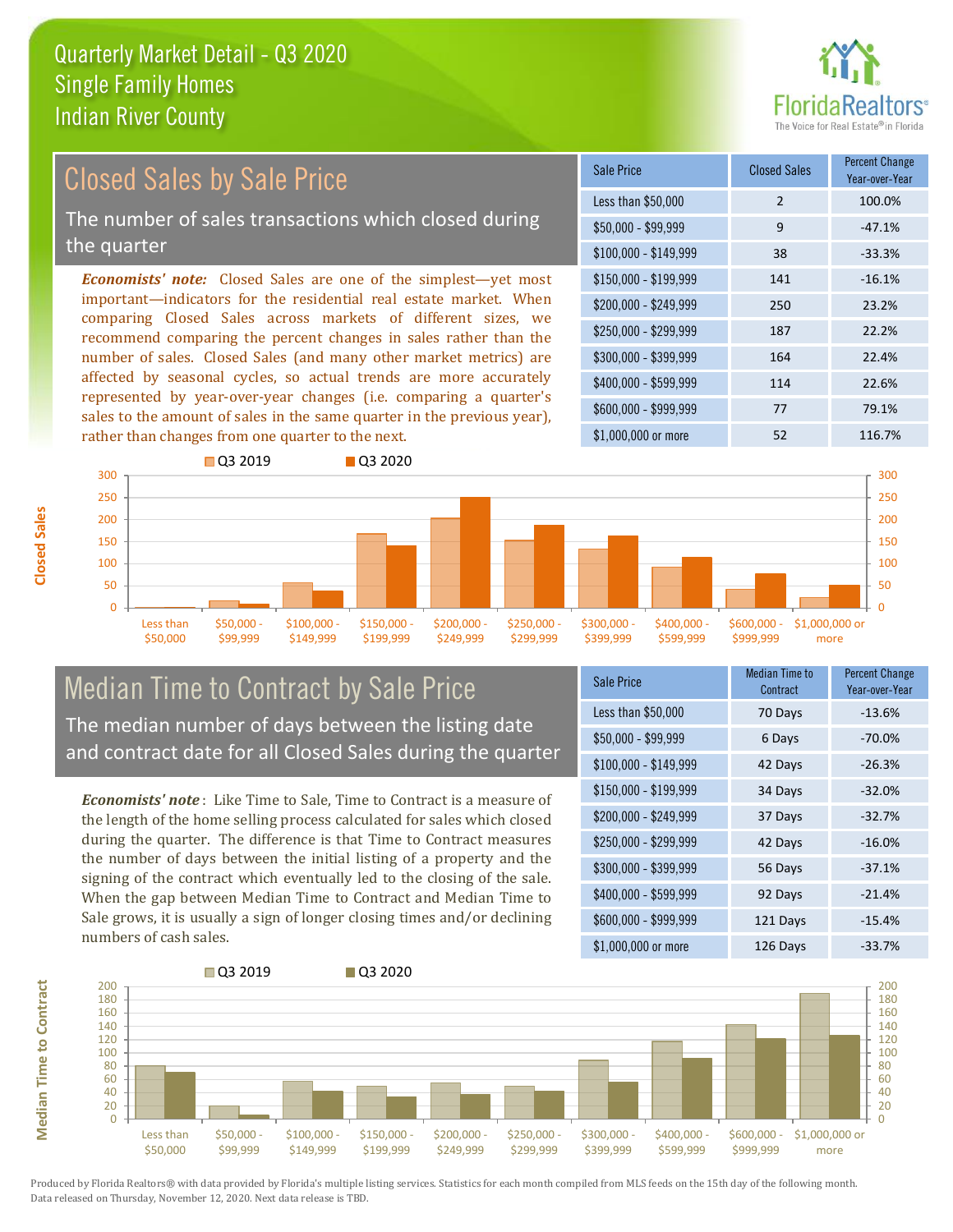# Quarterly Market Detail - Q3 2020
## Single Family Homes
## Indian River County

## Closed Sales by Sale Price

The number of sales transactions which closed during the quarter

*Economists' note:* Closed Sales are one of the simplest—yet most important—indicators for the residential real estate market. When comparing Closed Sales across markets of different sizes, we recommend comparing the percent changes in sales rather than the number of sales. Closed Sales (and many other market metrics) are affected by seasonal cycles, so actual trends are more accurately represented by year-over-year changes (i.e. comparing a quarter's sales to the amount of sales in the same quarter in the previous year), rather than changes from one quarter to the next.

| Sale Price | Closed Sales | Percent Change Year-over-Year |
|---|---|---|
| Less than $50,000 | 2 | 100.0% |
| $50,000 - $99,999 | 9 | -47.1% |
| $100,000 - $149,999 | 38 | -33.3% |
| $150,000 - $199,999 | 141 | -16.1% |
| $200,000 - $249,999 | 250 | 23.2% |
| $250,000 - $299,999 | 187 | 22.2% |
| $300,000 - $399,999 | 164 | 22.4% |
| $400,000 - $599,999 | 114 | 22.6% |
| $600,000 - $999,999 | 77 | 79.1% |
| $1,000,000 or more | 52 | 116.7% |

## Median Time to Contract by Sale Price

The median number of days between the listing date and contract date for all Closed Sales during the quarter

*Economists' note*: Like Time to Sale, Time to Contract is a measure of the length of the home selling process calculated for sales which closed during the quarter. The difference is that Time to Contract measures the number of days between the initial listing of a property and the signing of the contract which eventually led to the closing of the sale. When the gap between Median Time to Contract and Median Time to Sale grows, it is usually a sign of longer closing times and/or declining numbers of cash sales.

| Sale Price | Median Time to Contract | Percent Change Year-over-Year |
|---|---|---|
| Less than $50,000 | 70 Days | -13.6% |
| $50,000 - $99,999 | 6 Days | -70.0% |
| $100,000 - $149,999 | 42 Days | -26.3% |
| $150,000 - $199,999 | 34 Days | -32.0% |
| $200,000 - $249,999 | 37 Days | -32.7% |
| $250,000 - $299,999 | 42 Days | -16.0% |
| $300,000 - $399,999 | 56 Days | -37.1% |
| $400,000 - $599,999 | 92 Days | -21.4% |
| $600,000 - $999,999 | 121 Days | -15.4% |
| $1,000,000 or more | 126 Days | -33.7% |

Produced by Florida Realtors® with data provided by Florida's multiple listing services. Statistics for each month compiled from MLS feeds on the 15th day of the following month. Data released on Thursday, November 12, 2020. Next data release is TBD.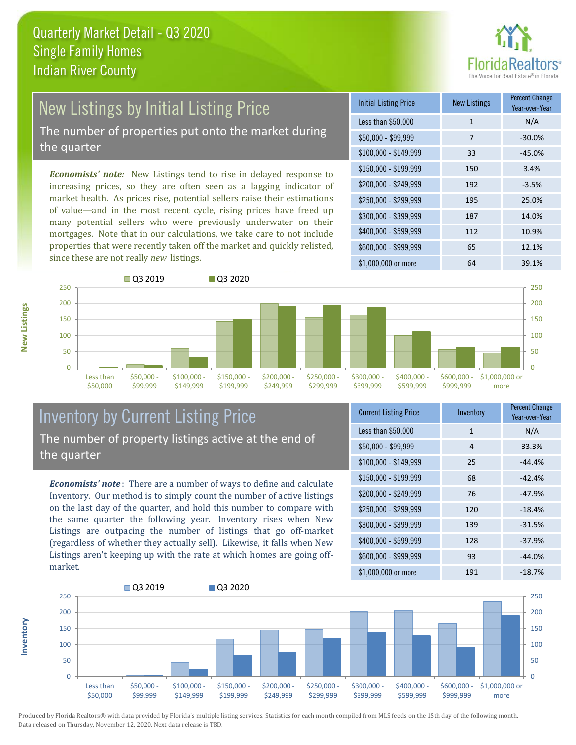# Quarterly Market Detail - Q3 2020
## Single Family Homes
## Indian River County

## New Listings by Initial Listing Price

The number of properties put onto the market during the quarter

*Economists' note:* New Listings tend to rise in delayed response to increasing prices, so they are often seen as a lagging indicator of market health. As prices rise, potential sellers raise their estimations of value—and in the most recent cycle, rising prices have freed up many potential sellers who were previously underwater on their mortgages. Note that in our calculations, we take care to not include properties that were recently taken off the market and quickly relisted, since these are not really *new* listings.

| Initial Listing Price | New Listings | Percent Change Year-over-Year |
|---|---|---|
| Less than $50,000 | 1 | N/A |
| $50,000 - $99,999 | 7 | -30.0% |
| $100,000 - $149,999 | 33 | -45.0% |
| $150,000 - $199,999 | 150 | 3.4% |
| $200,000 - $249,999 | 192 | -3.5% |
| $250,000 - $299,999 | 195 | 25.0% |
| $300,000 - $399,999 | 187 | 14.0% |
| $400,000 - $599,999 | 112 | 10.9% |
| $600,000 - $999,999 | 65 | 12.1% |
| $1,000,000 or more | 64 | 39.1% |

## Inventory by Current Listing Price

The number of property listings active at the end of the quarter

*Economists' note*: There are a number of ways to define and calculate Inventory. Our method is to simply count the number of active listings on the last day of the quarter, and hold this number to compare with the same quarter the following year. Inventory rises when New Listings are outpacing the number of listings that go off-market (regardless of whether they actually sell). Likewise, it falls when New Listings aren't keeping up with the rate at which homes are going off-market.

| Current Listing Price | Inventory | Percent Change Year-over-Year |
|---|---|---|
| Less than $50,000 | 1 | N/A |
| $50,000 - $99,999 | 4 | 33.3% |
| $100,000 - $149,999 | 25 | -44.4% |
| $150,000 - $199,999 | 68 | -42.4% |
| $200,000 - $249,999 | 76 | -47.9% |
| $250,000 - $299,999 | 120 | -18.4% |
| $300,000 - $399,999 | 139 | -31.5% |
| $400,000 - $599,999 | 128 | -37.9% |
| $600,000 - $999,999 | 93 | -44.0% |
| $1,000,000 or more | 191 | -18.7% |

Produced by Florida Realtors® with data provided by Florida's multiple listing services. Statistics for each month compiled from MLS feeds on the 15th day of the following month. Data released on Thursday, November 12, 2020. Next data release is TBD.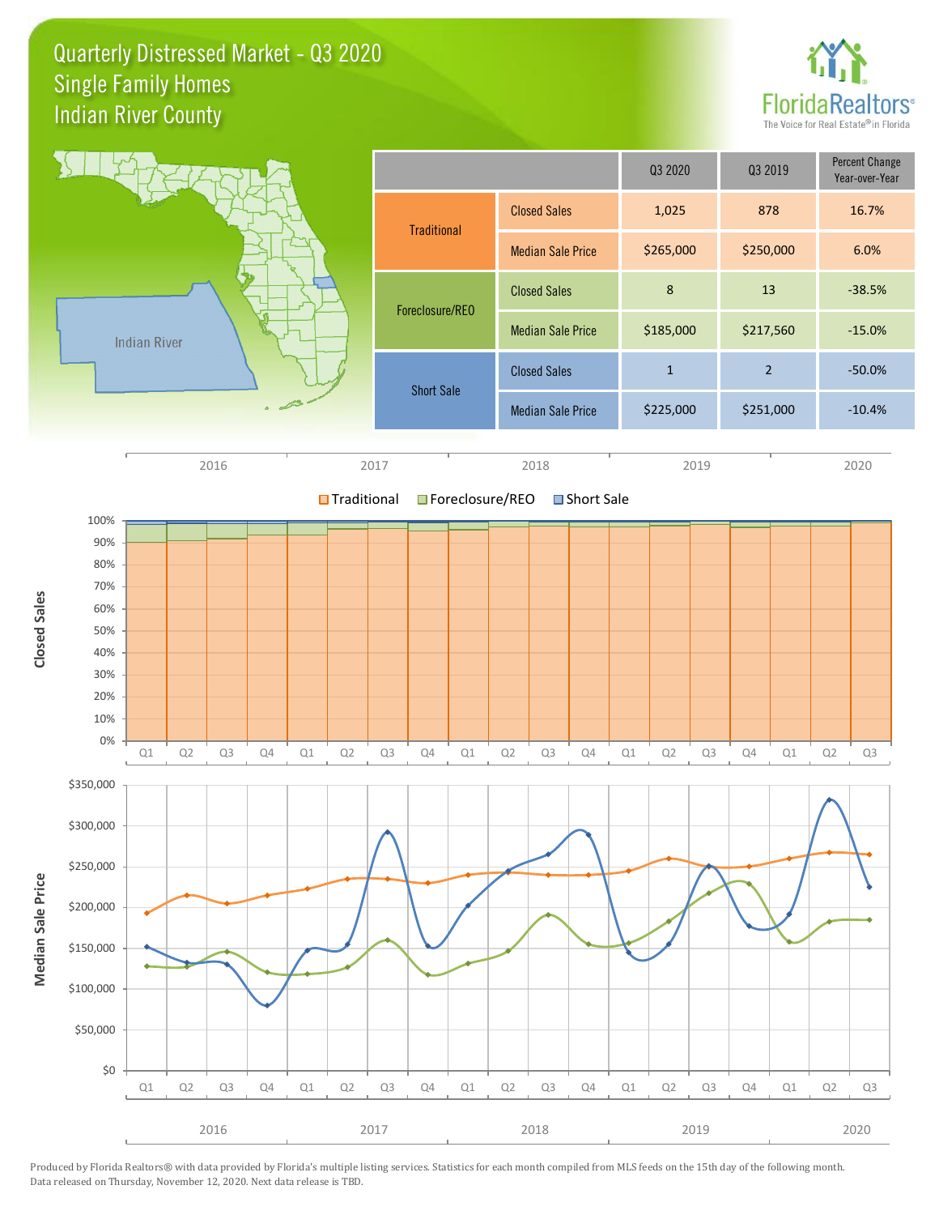# Quarterly Distressed Market - Q3 2020
## Single Family Homes
## Indian River County

FloridaRealtors®
The Voice for Real Estate® in Florida

Indian River

| | | Q3 2020 | Q3 2019 | Percent Change Year-over-Year |
|---|---|---|---|---|
| Traditional | Closed Sales | 1,025 | 878 | 16.7% |
| | Median Sale Price | $265,000 | $250,000 | 6.0% |
| Foreclosure/REO | Closed Sales | 8 | 13 | -38.5% |
| | Median Sale Price | $185,000 | $217,560 | -15.0% |
| Short Sale | Closed Sales | 1 | 2 | -50.0% |
| | Median Sale Price | $225,000 | $251,000 | -10.4% |

2016 2017 2018 2019 2020

Traditional Foreclosure/REO Short Sale

Closed Sales

100% 90% 80% 70% 60% 50% 40% 30% 20% 10% 0%

Q1 Q2 Q3 Q4 Q1 Q2 Q3 Q4 Q1 Q2 Q3 Q4 Q1 Q2 Q3 Q4 Q1 Q2 Q3

Median Sale Price

$350,000 $300,000 $250,000 $200,000 $150,000 $100,000 $50,000 $0

Q1 Q2 Q3 Q4 Q1 Q2 Q3 Q4 Q1 Q2 Q3 Q4 Q1 Q2 Q3 Q4 Q1 Q2 Q3

2016 2017 2018 2019 2020

Produced by Florida Realtors® with data provided by Florida's multiple listing services. Statistics for each month compiled from MLS feeds on the 15th day of the following month.
Data released on Thursday, November 12, 2020. Next data release is TBD.